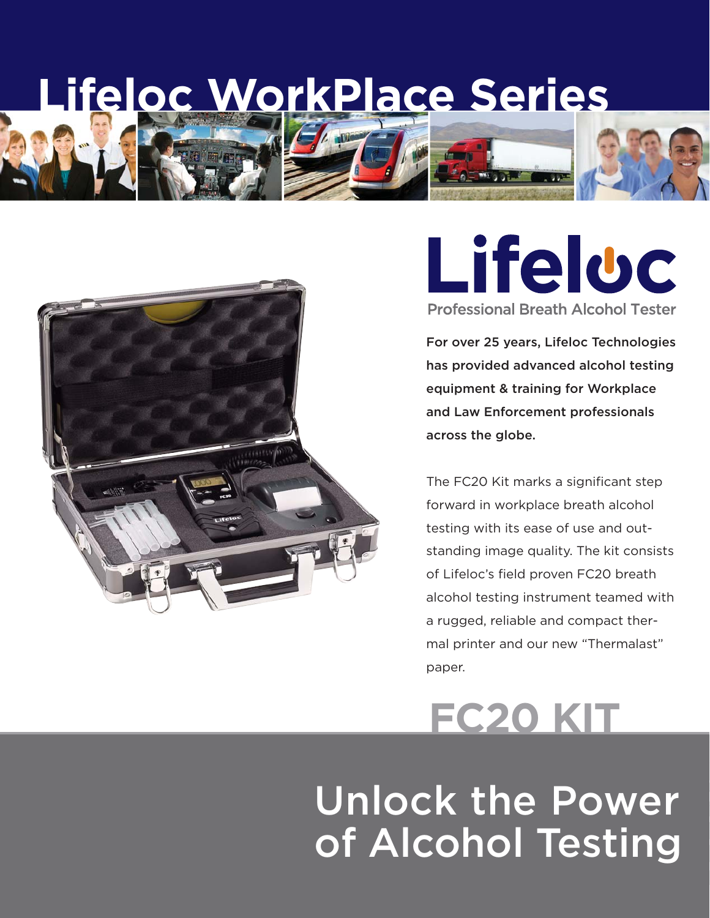# Lifeloc WorkPlace Series

## Lifeloc

Professional Breath Alcohol Tester

**For over 25 years, Lifeloc Technologies has provided advanced alcohol testing equipment & training for Workplace and Law Enforcement professionals across the globe.**

The FC20 Kit marks a significant step forward in workplace breath alcohol testing with its ease of use and outstanding image quality. The kit consists of Lifeloc's field proven FC20 breath alcohol testing instrument teamed with a rugged, reliable and compact thermal printer and our new "Thermalast" paper.

# FC20 KIT

## Unlock the Power of Alcohol Testing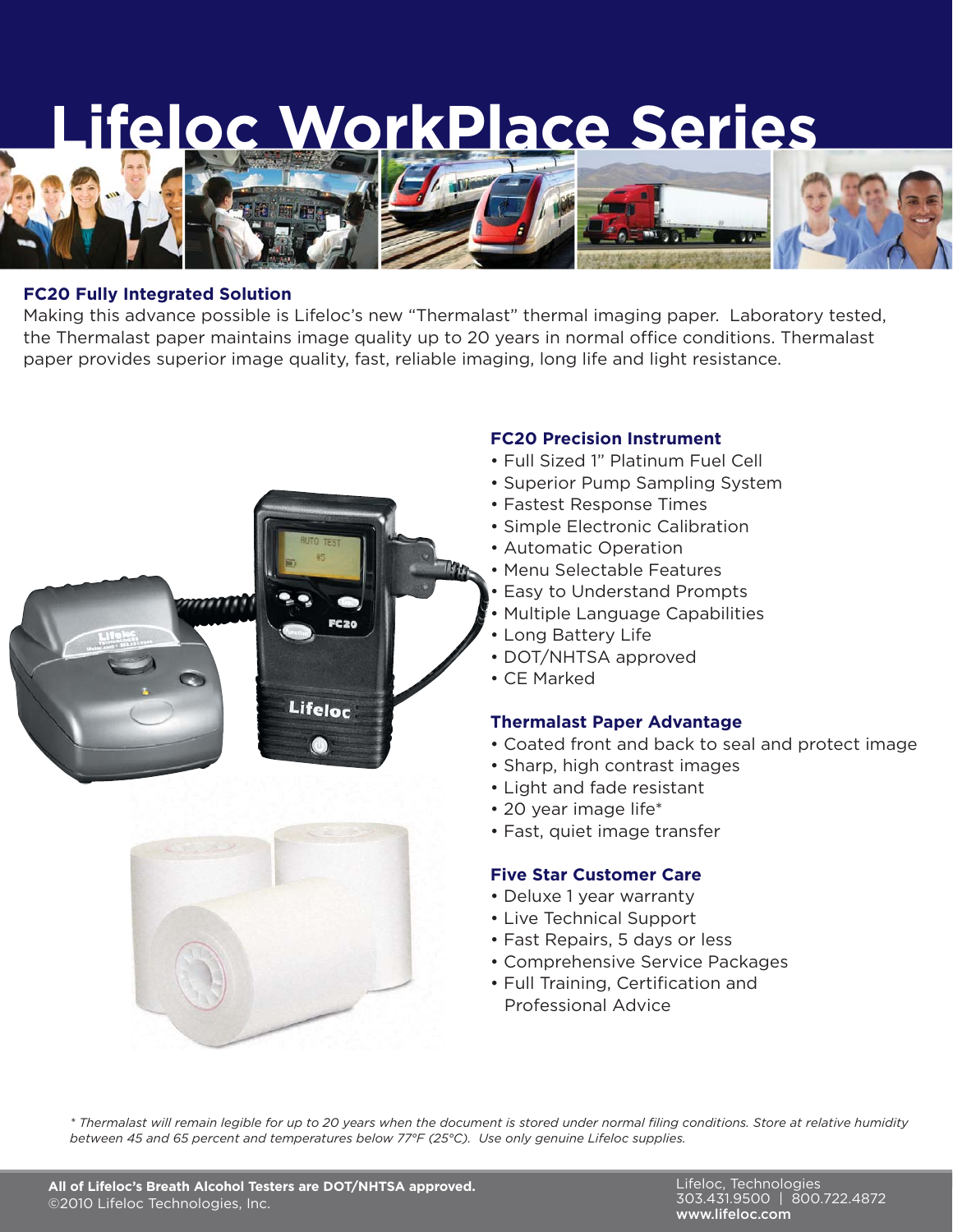# Lifeloc WorkPlace Series

**FC20 Fully Integrated Solution**

Making this advance possible is Lifeloc's new "Thermalast" thermal imaging paper. Laboratory tested, the Thermalast paper maintains image quality up to 20 years in normal office conditions. Thermalast paper provides superior image quality, fast, reliable imaging, long life and light resistance.

### FC20 Precision Instrument

- Full Sized 1" Platinum Fuel Cell
- Superior Pump Sampling System
- Fastest Response Times
- Simple Electronic Calibration
- Automatic Operation
- Menu Selectable Features
- Easy to Understand Prompts
- Multiple Language Capabilities
- Long Battery Life
- DOT/NHTSA approved
- CE Marked

### Thermalast Paper Advantage

- Coated front and back to seal and protect image
- Sharp, high contrast images
- Light and fade resistant
- 20 year image life*
- Fast, quiet image transfer

### Five Star Customer Care

- Deluxe 1 year warranty
- Live Technical Support
- Fast Repairs, 5 days or less
- Comprehensive Service Packages
- Full Training, Certification and Professional Advice

*\* Thermalast will remain legible for up to 20 years when the document is stored under normal filing conditions. Store at relative humidity between 45 and 65 percent and temperatures below 77°F (25°C). Use only genuine Lifeloc supplies.*

**All of Lifeloc's Breath Alcohol Testers are DOT/NHTSA approved.**
©2010 Lifeloc Technologies, Inc.

Lifeloc, Technologies
303.431.9500 | 800.722.4872
**www.lifeloc.com**